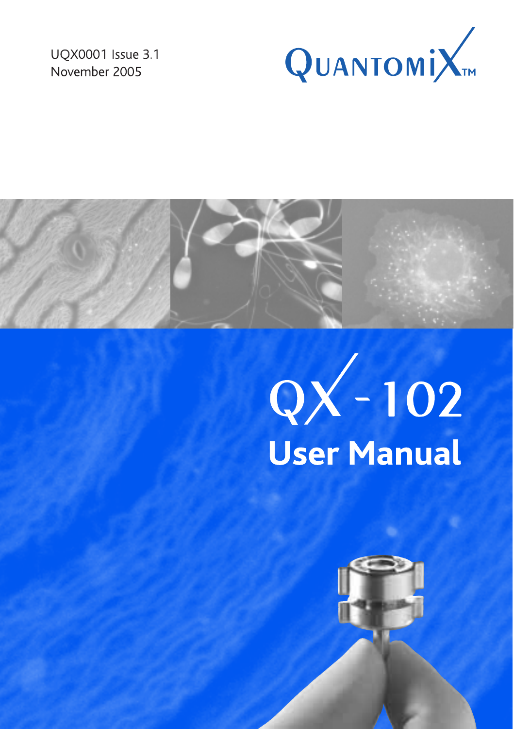UQX0001 Issue 3.1
November 2005

QuantomiX™

# QX-102
# User Manual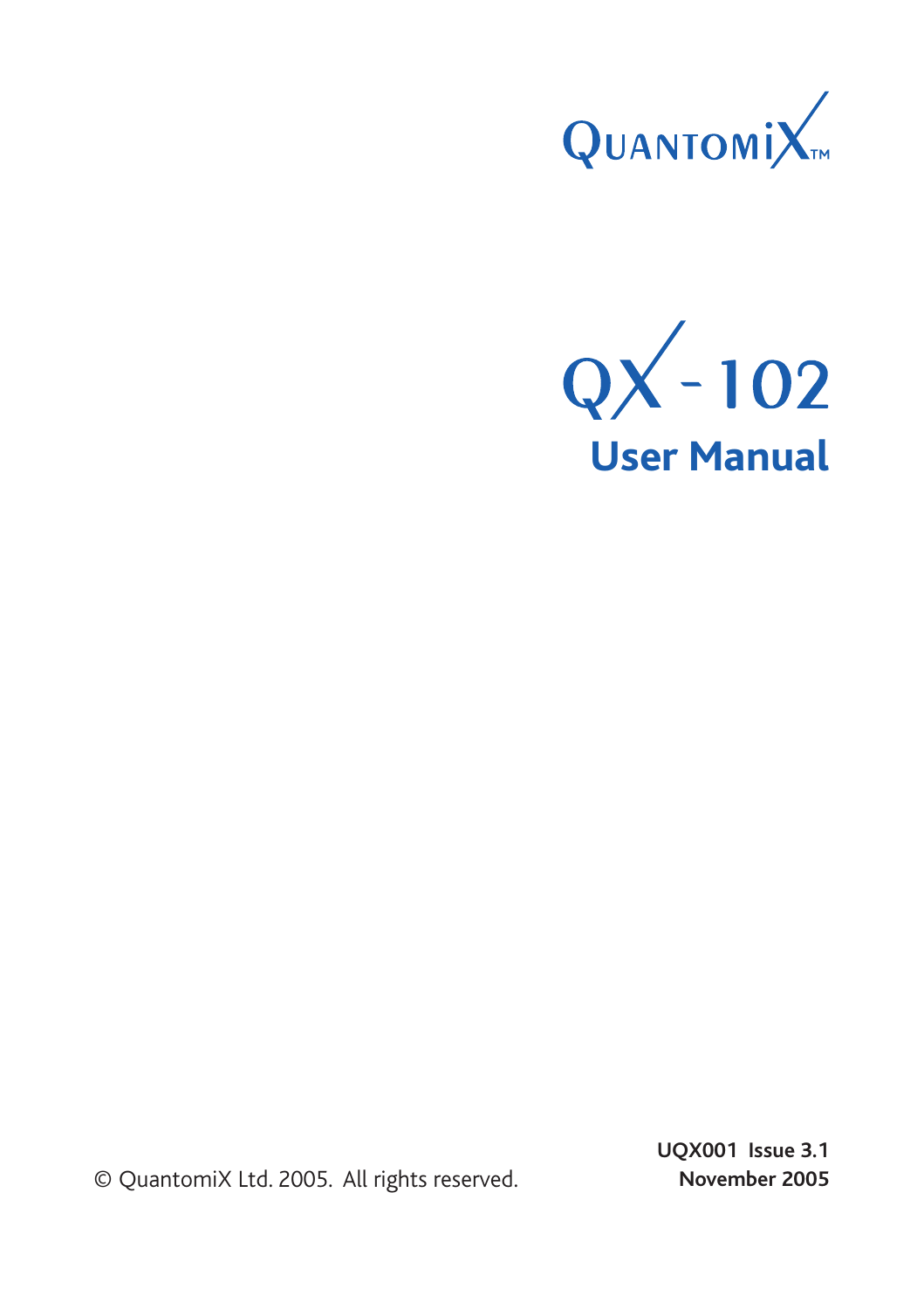QuantomiX™

# QX-102

## User Manual

© QuantomiX Ltd. 2005. All rights reserved.

**UQX001 Issue 3.1**
**November 2005**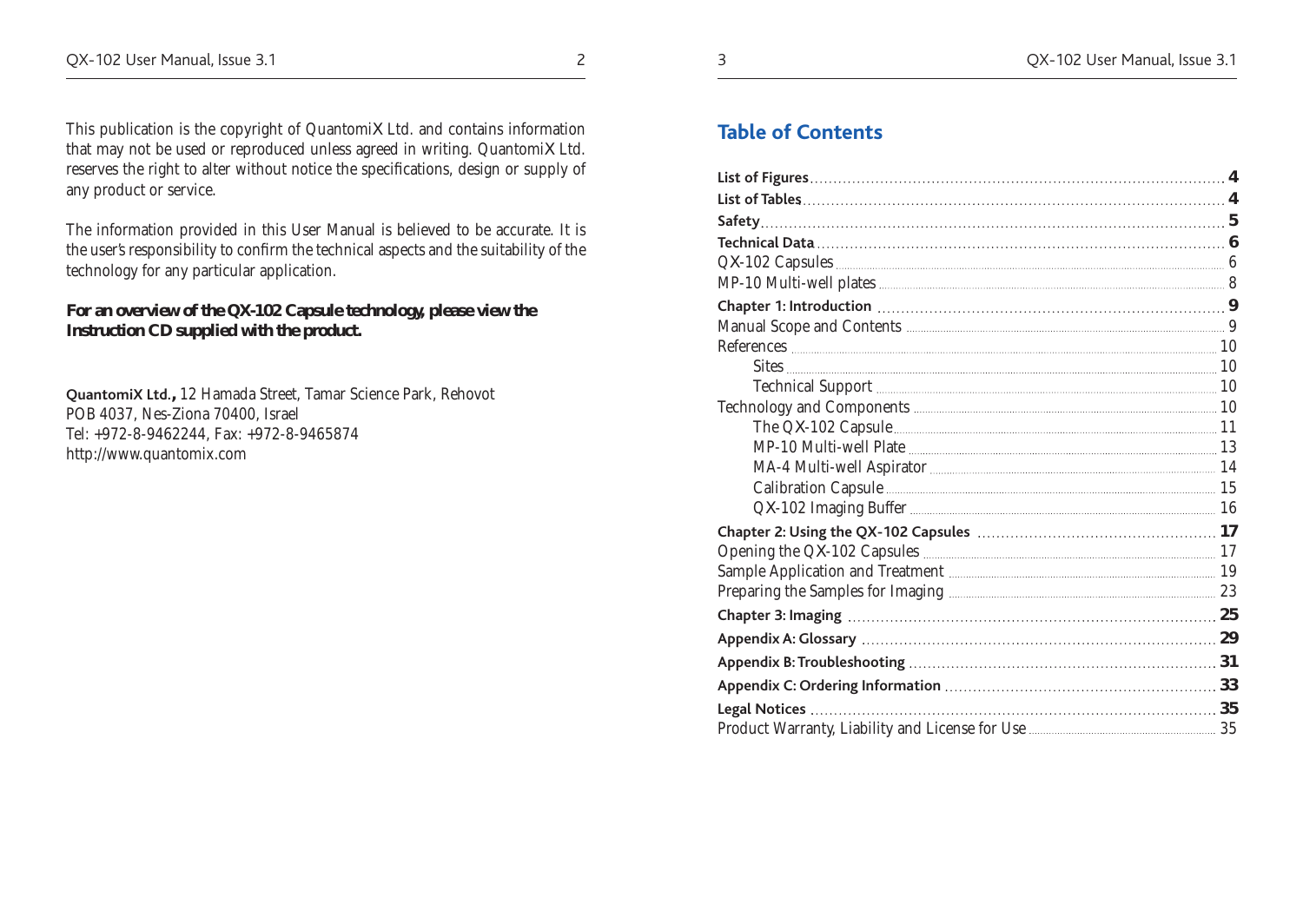This publication is the copyright of QuantomiX Ltd. and contains information that may not be used or reproduced unless agreed in writing. QuantomiX Ltd. reserves the right to alter without notice the specifications, design or supply of any product or service.

The information provided in this User Manual is believed to be accurate. It is the user's responsibility to confirm the technical aspects and the suitability of the technology for any particular application.

***For an overview of the QX-102 Capsule technology, please view the Instruction CD supplied with the product.***

**QuantomiX Ltd.,** 12 Hamada Street, Tamar Science Park, Rehovot
POB 4037, Nes-Ziona 70400, Israel
Tel: +972-8-9462244, Fax: +972-8-9465874
http://www.quantomix.com

## Table of Contents

**List of Figures** .......... **4**
**List of Tables** .......... **4**
**Safety** .......... **5**
**Technical Data** .......... **6**
QX-102 Capsules .......... 6
MP-10 Multi-well plates .......... 8
**Chapter 1: Introduction** .......... **9**
Manual Scope and Contents .......... 9
References .......... 10
- Sites .......... 10
- Technical Support .......... 10

Technology and Components .......... 10
- The QX-102 Capsule .......... 11
- MP-10 Multi-well Plate .......... 13
- MA-4 Multi-well Aspirator .......... 14
- Calibration Capsule .......... 15
- QX-102 Imaging Buffer .......... 16

**Chapter 2: Using the QX-102 Capsules** .......... **17**
Opening the QX-102 Capsules .......... 17
Sample Application and Treatment .......... 19
Preparing the Samples for Imaging .......... 23
**Chapter 3: Imaging** .......... **25**
**Appendix A: Glossary** .......... **29**
**Appendix B: Troubleshooting** .......... **31**
**Appendix C: Ordering Information** .......... **33**
**Legal Notices** .......... **35**
Product Warranty, Liability and License for Use .......... 35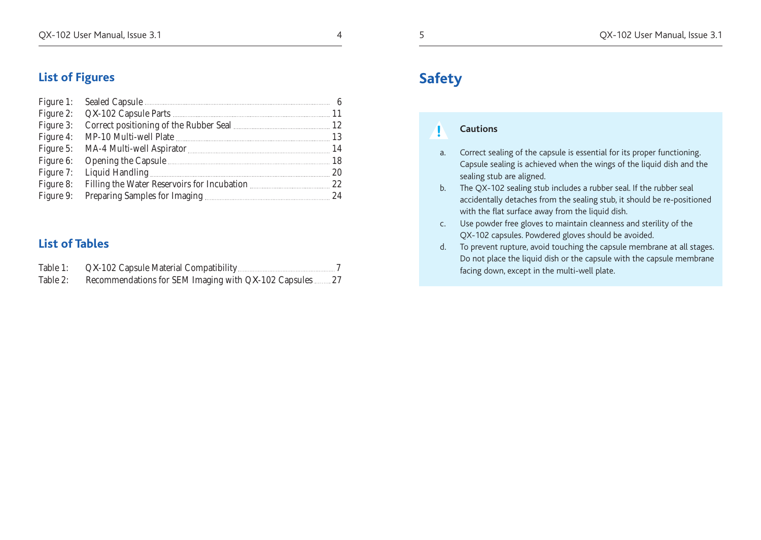## List of Figures

| | | |
|---|---|---|
| Figure 1: | Sealed Capsule | 6 |
| Figure 2: | QX-102 Capsule Parts | 11 |
| Figure 3: | Correct positioning of the Rubber Seal | 12 |
| Figure 4: | MP-10 Multi-well Plate | 13 |
| Figure 5: | MA-4 Multi-well Aspirator | 14 |
| Figure 6: | Opening the Capsule | 18 |
| Figure 7: | Liquid Handling | 20 |
| Figure 8: | Filling the Water Reservoirs for Incubation | 22 |
| Figure 9: | Preparing Samples for Imaging | 24 |

## List of Tables

| | | |
|---|---|---|
| Table 1: | QX-102 Capsule Material Compatibility | 7 |
| Table 2: | Recommendations for SEM Imaging with QX-102 Capsules | 27 |

# Safety

**Cautions**

a. Correct sealing of the capsule is essential for its proper functioning. Capsule sealing is achieved when the wings of the liquid dish and the sealing stub are aligned.

b. The QX-102 sealing stub includes a rubber seal. If the rubber seal accidentally detaches from the sealing stub, it should be re-positioned with the flat surface away from the liquid dish.

c. Use powder free gloves to maintain cleanness and sterility of the QX-102 capsules. Powdered gloves should be avoided.

d. To prevent rupture, avoid touching the capsule membrane at all stages. Do not place the liquid dish or the capsule with the capsule membrane facing down, except in the multi-well plate.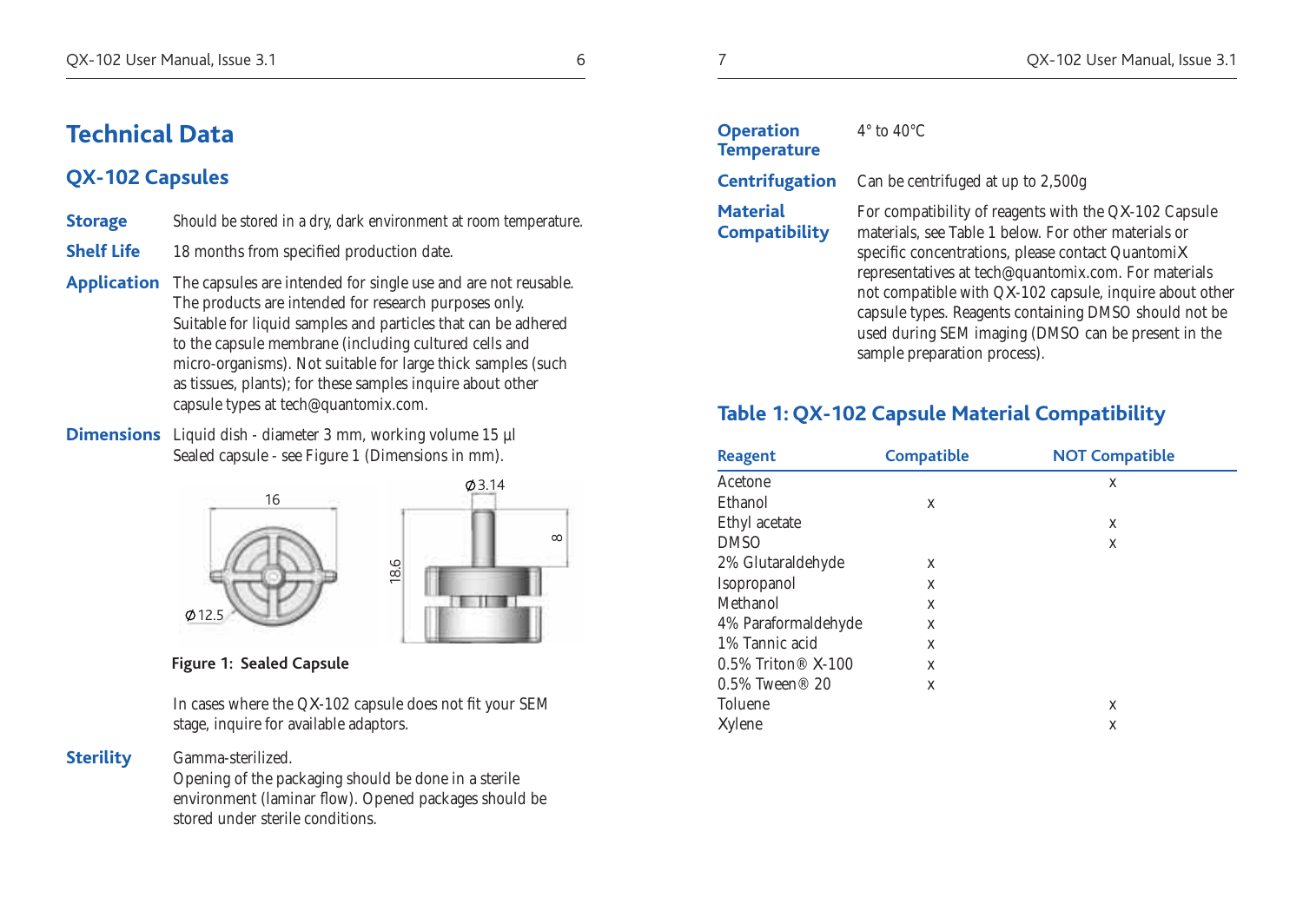# Technical Data

## QX-102 Capsules

**Storage** Should be stored in a dry, dark environment at room temperature.

**Shelf Life** 18 months from specified production date.

**Application** The capsules are intended for single use and are not reusable. The products are intended for research purposes only. Suitable for liquid samples and particles that can be adhered to the capsule membrane (including cultured cells and micro-organisms). Not suitable for large thick samples (such as tissues, plants); for these samples inquire about other capsule types at tech@quantomix.com.

**Dimensions** Liquid dish - diameter 3 mm, working volume 15 µl
Sealed capsule - see Figure 1 (Dimensions in mm).

**Figure 1: Sealed Capsule**

In cases where the QX-102 capsule does not fit your SEM stage, inquire for available adaptors.

**Sterility** Gamma-sterilized.
Opening of the packaging should be done in a sterile environment (laminar flow). Opened packages should be stored under sterile conditions.

**Operation Temperature** 4° to 40°C

**Centrifugation** Can be centrifuged at up to 2,500g

**Material Compatibility** For compatibility of reagents with the QX-102 Capsule materials, see Table 1 below. For other materials or specific concentrations, please contact QuantomiX representatives at tech@quantomix.com. For materials not compatible with QX-102 capsule, inquire about other capsule types. Reagents containing DMSO should not be used during SEM imaging (DMSO can be present in the sample preparation process).

## Table 1: QX-102 Capsule Material Compatibility

| Reagent | Compatible | NOT Compatible |
|---|---|---|
| Acetone | | x |
| Ethanol | x | |
| Ethyl acetate | | x |
| DMSO | | x |
| 2% Glutaraldehyde | x | |
| Isopropanol | x | |
| Methanol | x | |
| 4% Paraformaldehyde | x | |
| 1% Tannic acid | x | |
| 0.5% Triton® X-100 | x | |
| 0.5% Tween® 20 | x | |
| Toluene | | x |
| Xylene | | x |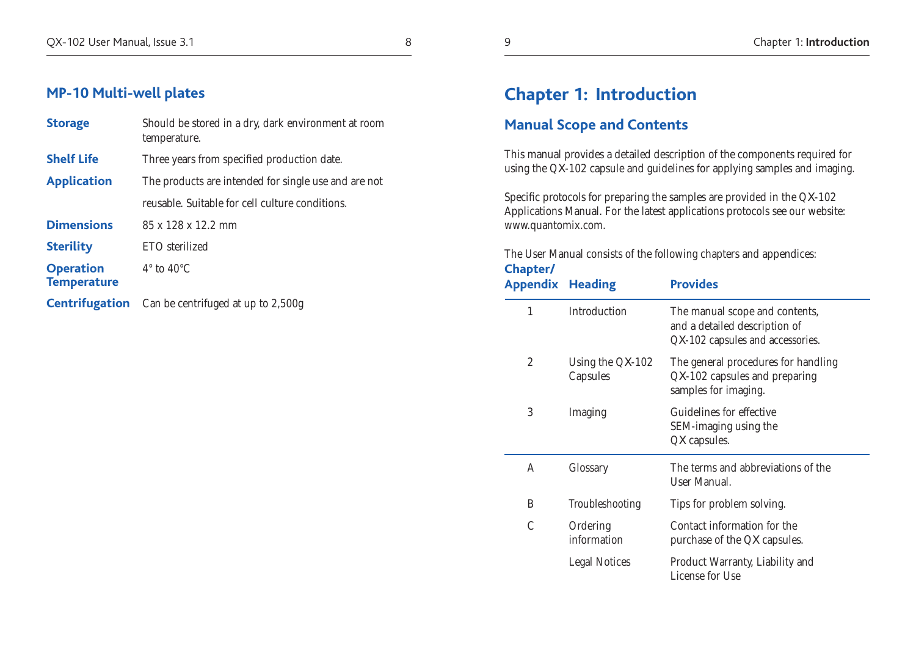## MP-10 Multi-well plates

| | |
|---|---|
| **Storage** | Should be stored in a dry, dark environment at room temperature. |
| **Shelf Life** | Three years from specified production date. |
| **Application** | The products are intended for single use and are not reusable. Suitable for cell culture conditions. |
| **Dimensions** | 85 x 128 x 12.2 mm |
| **Sterility** | ETO sterilized |
| **Operation Temperature** | 4° to 40°C |
| **Centrifugation** | Can be centrifuged at up to 2,500g |

# Chapter 1: Introduction

## Manual Scope and Contents

This manual provides a detailed description of the components required for using the QX-102 capsule and guidelines for applying samples and imaging.

Specific protocols for preparing the samples are provided in the QX-102 Applications Manual. For the latest applications protocols see our website: www.quantomix.com.

The User Manual consists of the following chapters and appendices:

| Chapter/ Appendix | Heading | Provides |
|---|---|---|
| 1 | Introduction | The manual scope and contents, and a detailed description of QX-102 capsules and accessories. |
| 2 | Using the QX-102 Capsules | The general procedures for handling QX-102 capsules and preparing samples for imaging. |
| 3 | Imaging | Guidelines for effective SEM-imaging using the QX capsules. |
| A | Glossary | The terms and abbreviations of the User Manual. |
| B | Troubleshooting | Tips for problem solving. |
| C | Ordering information | Contact information for the purchase of the QX capsules. |
| | Legal Notices | Product Warranty, Liability and License for Use |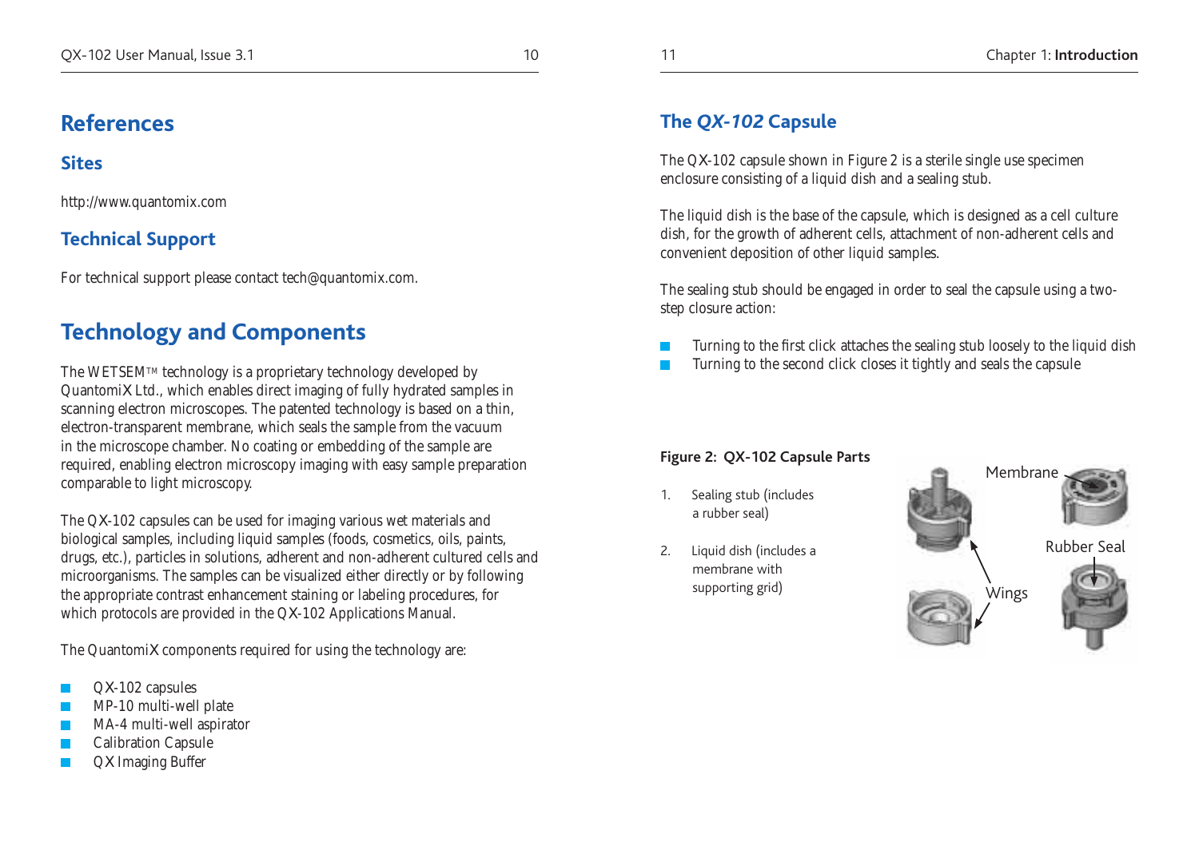# References

## Sites

http://www.quantomix.com

## Technical Support

For technical support please contact tech@quantomix.com.

# Technology and Components

The WETSEM™ technology is a proprietary technology developed by QuantomiX Ltd., which enables direct imaging of fully hydrated samples in scanning electron microscopes. The patented technology is based on a thin, electron-transparent membrane, which seals the sample from the vacuum in the microscope chamber. No coating or embedding of the sample are required, enabling electron microscopy imaging with easy sample preparation comparable to light microscopy.

The QX-102 capsules can be used for imaging various wet materials and biological samples, including liquid samples (foods, cosmetics, oils, paints, drugs, etc.), particles in solutions, adherent and non-adherent cultured cells and microorganisms. The samples can be visualized either directly or by following the appropriate contrast enhancement staining or labeling procedures, for which protocols are provided in the QX-102 Applications Manual.

The QuantomiX components required for using the technology are:

- QX-102 capsules
- MP-10 multi-well plate
- MA-4 multi-well aspirator
- Calibration Capsule
- QX Imaging Buffer

## The *QX-102* Capsule

The QX-102 capsule shown in Figure 2 is a sterile single use specimen enclosure consisting of a liquid dish and a sealing stub.

The liquid dish is the base of the capsule, which is designed as a cell culture dish, for the growth of adherent cells, attachment of non-adherent cells and convenient deposition of other liquid samples.

The sealing stub should be engaged in order to seal the capsule using a two-step closure action:

- Turning to the first click attaches the sealing stub loosely to the liquid dish
- Turning to the second click closes it tightly and seals the capsule

**Figure 2: QX-102 Capsule Parts**

1. Sealing stub (includes a rubber seal)
2. Liquid dish (includes a membrane with supporting grid)

Membrane

Rubber Seal

Wings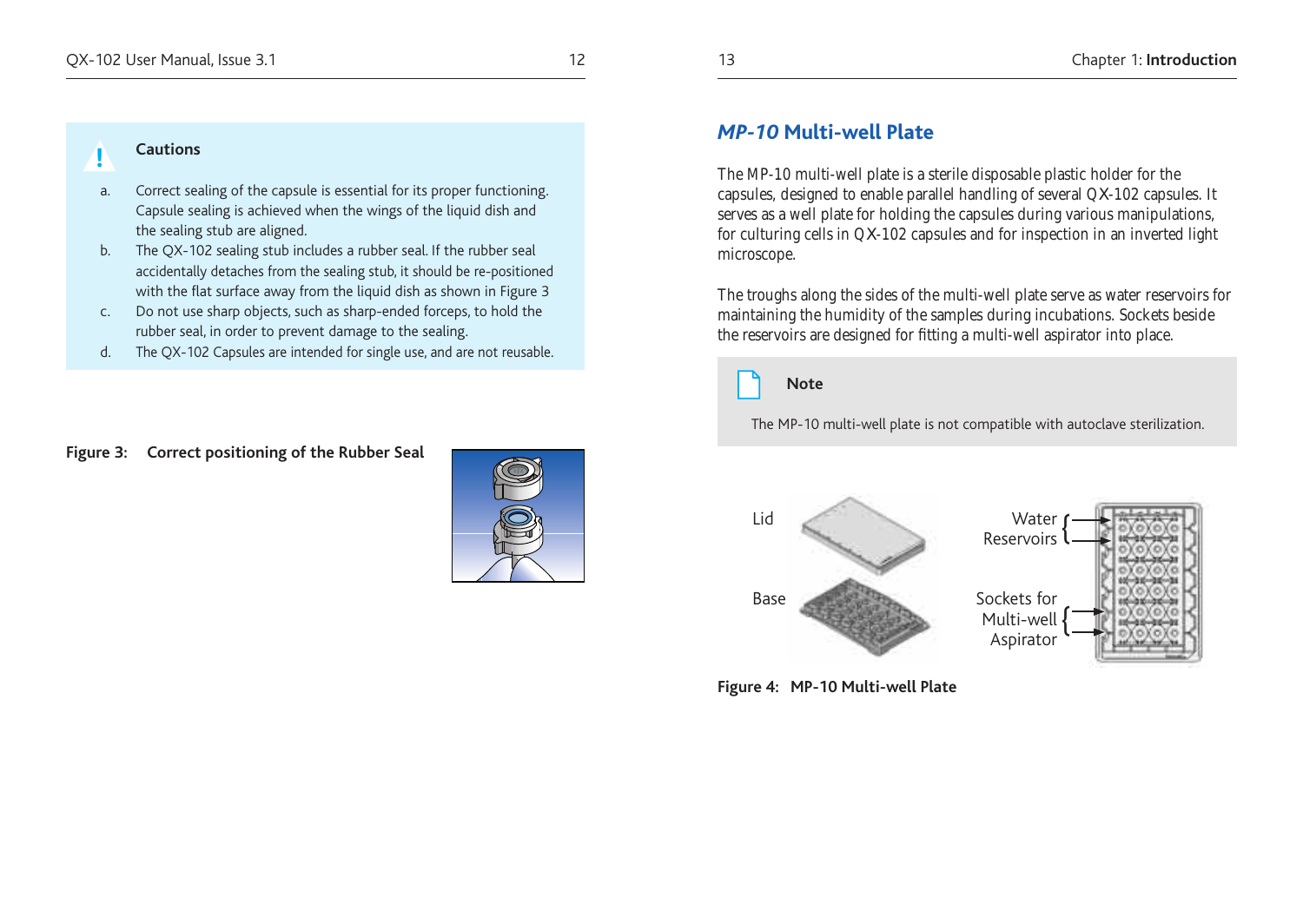**Cautions**

a. Correct sealing of the capsule is essential for its proper functioning. Capsule sealing is achieved when the wings of the liquid dish and the sealing stub are aligned.

b. The QX-102 sealing stub includes a rubber seal. If the rubber seal accidentally detaches from the sealing stub, it should be re-positioned with the flat surface away from the liquid dish as shown in Figure 3

c. Do not use sharp objects, such as sharp-ended forceps, to hold the rubber seal, in order to prevent damage to the sealing.

d. The QX-102 Capsules are intended for single use, and are not reusable.

**Figure 3: Correct positioning of the Rubber Seal**

## *MP-10* Multi-well Plate

The MP-10 multi-well plate is a sterile disposable plastic holder for the capsules, designed to enable parallel handling of several QX-102 capsules. It serves as a well plate for holding the capsules during various manipulations, for culturing cells in QX-102 capsules and for inspection in an inverted light microscope.

The troughs along the sides of the multi-well plate serve as water reservoirs for maintaining the humidity of the samples during incubations. Sockets beside the reservoirs are designed for fitting a multi-well aspirator into place.

**Note**

The MP-10 multi-well plate is not compatible with autoclave sterilization.

Lid

Base

Water Reservoirs

Sockets for Multi-well Aspirator

**Figure 4: MP-10 Multi-well Plate**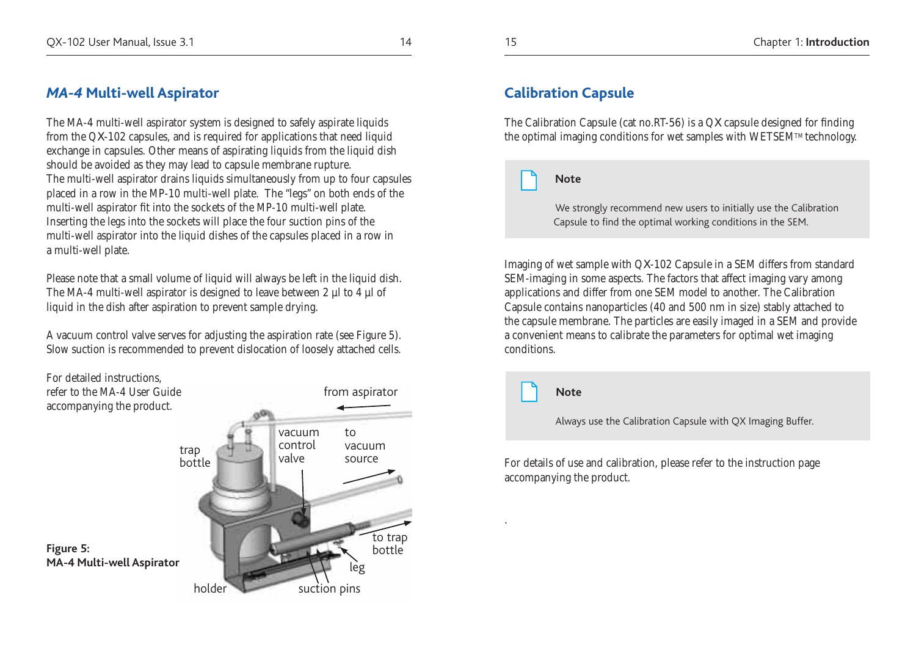## *MA-4* Multi-well Aspirator

The MA-4 multi-well aspirator system is designed to safely aspirate liquids from the QX-102 capsules, and is required for applications that need liquid exchange in capsules. Other means of aspirating liquids from the liquid dish should be avoided as they may lead to capsule membrane rupture.
The multi-well aspirator drains liquids simultaneously from up to four capsules placed in a row in the MP-10 multi-well plate. The "legs" on both ends of the multi-well aspirator fit into the sockets of the MP-10 multi-well plate. Inserting the legs into the sockets will place the four suction pins of the multi-well aspirator into the liquid dishes of the capsules placed in a row in a multi-well plate.

Please note that a small volume of liquid will always be left in the liquid dish. The MA-4 multi-well aspirator is designed to leave between 2 µl to 4 µl of liquid in the dish after aspiration to prevent sample drying.

A vacuum control valve serves for adjusting the aspiration rate (see Figure 5). Slow suction is recommended to prevent dislocation of loosely attached cells.

For detailed instructions, refer to the MA-4 User Guide accompanying the product.

from aspirator · vacuum control valve · to vacuum source · trap bottle · to trap bottle · leg · holder · suction pins

**Figure 5: MA-4 Multi-well Aspirator**

## Calibration Capsule

The Calibration Capsule (cat no.RT-56) is a QX capsule designed for finding the optimal imaging conditions for wet samples with WETSEM™ technology.

> **Note**
>
> We strongly recommend new users to initially use the Calibration Capsule to find the optimal working conditions in the SEM.

Imaging of wet sample with QX-102 Capsule in a SEM differs from standard SEM-imaging in some aspects. The factors that affect imaging vary among applications and differ from one SEM model to another. The Calibration Capsule contains nanoparticles (40 and 500 nm in size) stably attached to the capsule membrane. The particles are easily imaged in a SEM and provide a convenient means to calibrate the parameters for optimal wet imaging conditions.

> **Note**
>
> Always use the Calibration Capsule with QX Imaging Buffer.

For details of use and calibration, please refer to the instruction page accompanying the product.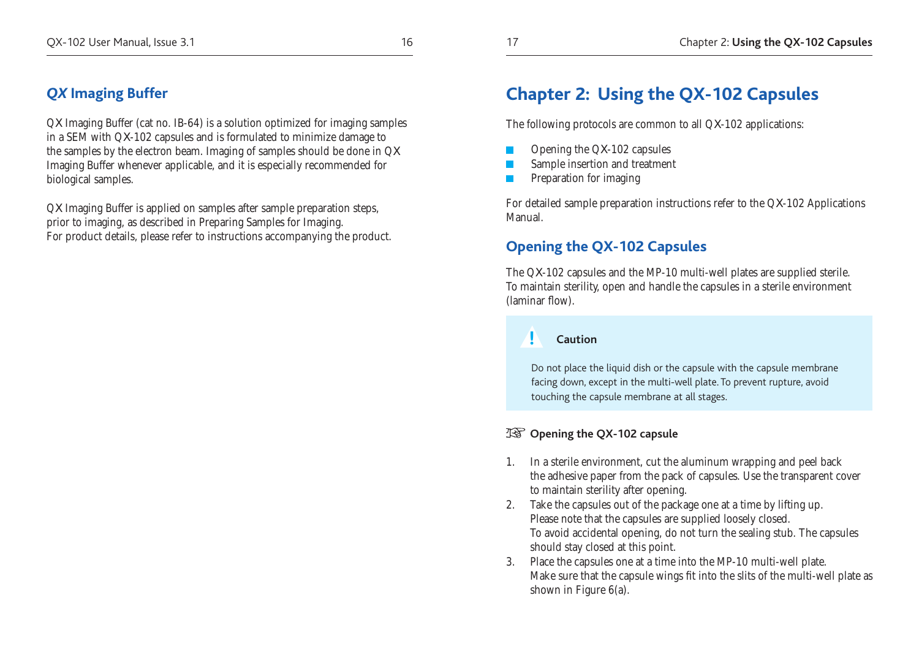## *QX* Imaging Buffer

QX Imaging Buffer (cat no. IB-64) is a solution optimized for imaging samples in a SEM with QX-102 capsules and is formulated to minimize damage to the samples by the electron beam. Imaging of samples should be done in QX Imaging Buffer whenever applicable, and it is especially recommended for biological samples.

QX Imaging Buffer is applied on samples after sample preparation steps, prior to imaging, as described in Preparing Samples for Imaging.
For product details, please refer to instructions accompanying the product.

# Chapter 2: Using the QX-102 Capsules

The following protocols are common to all QX-102 applications:

- Opening the QX-102 capsules
- Sample insertion and treatment
- Preparation for imaging

For detailed sample preparation instructions refer to the QX-102 Applications Manual.

## Opening the QX-102 Capsules

The QX-102 capsules and the MP-10 multi-well plates are supplied sterile. To maintain sterility, open and handle the capsules in a sterile environment (laminar flow).

> **Caution**
>
> Do not place the liquid dish or the capsule with the capsule membrane facing down, except in the multi-well plate. To prevent rupture, avoid touching the capsule membrane at all stages.

### ☞ Opening the QX-102 capsule

1. In a sterile environment, cut the aluminum wrapping and peel back the adhesive paper from the pack of capsules. Use the transparent cover to maintain sterility after opening.
2. Take the capsules out of the package one at a time by lifting up. Please note that the capsules are supplied loosely closed. To avoid accidental opening, do not turn the sealing stub. The capsules should stay closed at this point.
3. Place the capsules one at a time into the MP-10 multi-well plate. Make sure that the capsule wings fit into the slits of the multi-well plate as shown in Figure 6(a).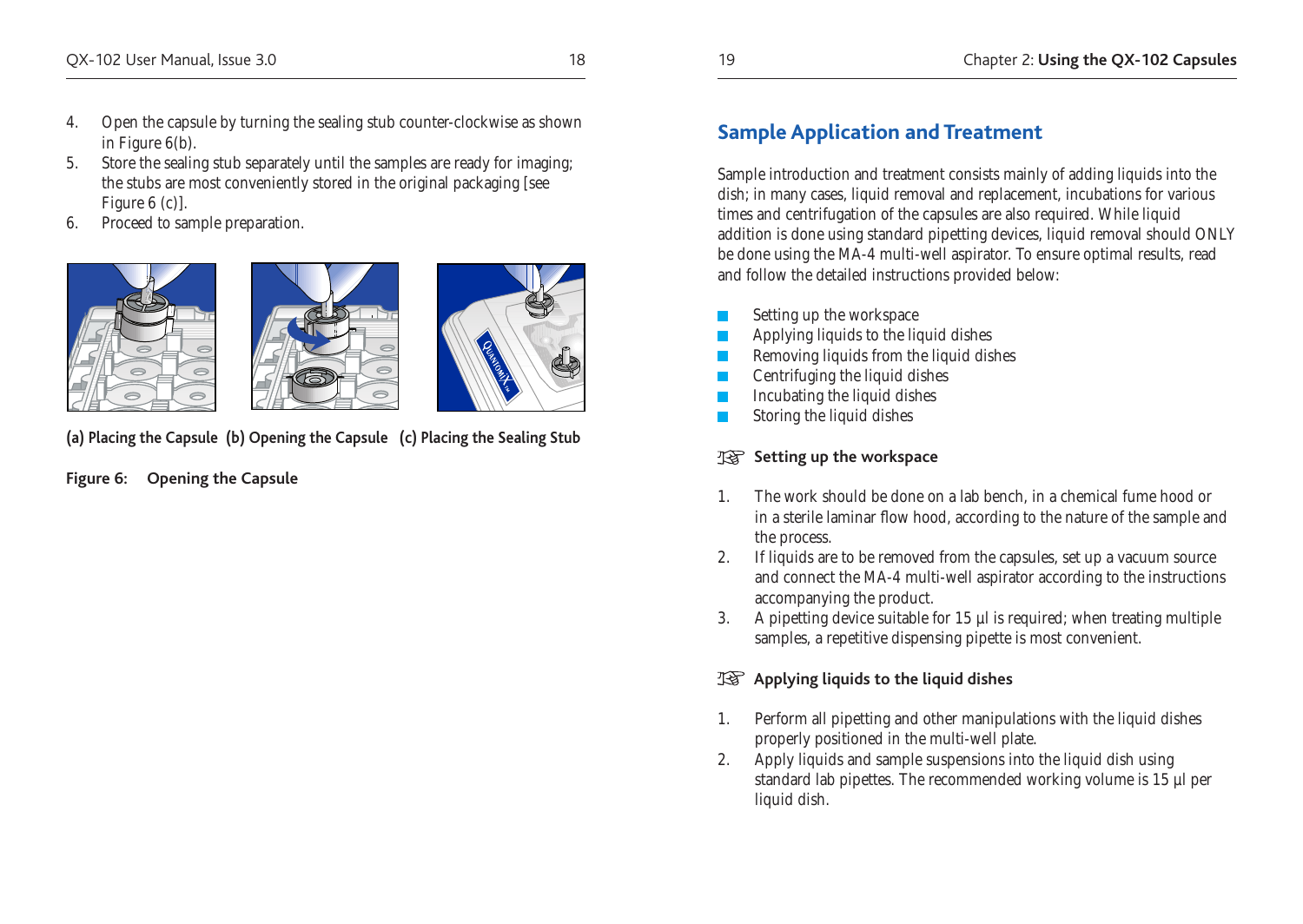4. Open the capsule by turning the sealing stub counter-clockwise as shown in Figure 6(b).
5. Store the sealing stub separately until the samples are ready for imaging; the stubs are most conveniently stored in the original packaging [see Figure 6 (c)].
6. Proceed to sample preparation.

**(a) Placing the Capsule (b) Opening the Capsule (c) Placing the Sealing Stub**

**Figure 6: Opening the Capsule**

## Sample Application and Treatment

Sample introduction and treatment consists mainly of adding liquids into the dish; in many cases, liquid removal and replacement, incubations for various times and centrifugation of the capsules are also required. While liquid addition is done using standard pipetting devices, liquid removal should ONLY be done using the MA-4 multi-well aspirator. To ensure optimal results, read and follow the detailed instructions provided below:

- Setting up the workspace
- Applying liquids to the liquid dishes
- Removing liquids from the liquid dishes
- Centrifuging the liquid dishes
- Incubating the liquid dishes
- Storing the liquid dishes

### ☞ Setting up the workspace

1. The work should be done on a lab bench, in a chemical fume hood or in a sterile laminar flow hood, according to the nature of the sample and the process.
2. If liquids are to be removed from the capsules, set up a vacuum source and connect the MA-4 multi-well aspirator according to the instructions accompanying the product.
3. A pipetting device suitable for 15 µl is required; when treating multiple samples, a repetitive dispensing pipette is most convenient.

### ☞ Applying liquids to the liquid dishes

1. Perform all pipetting and other manipulations with the liquid dishes properly positioned in the multi-well plate.
2. Apply liquids and sample suspensions into the liquid dish using standard lab pipettes. The recommended working volume is 15 µl per liquid dish.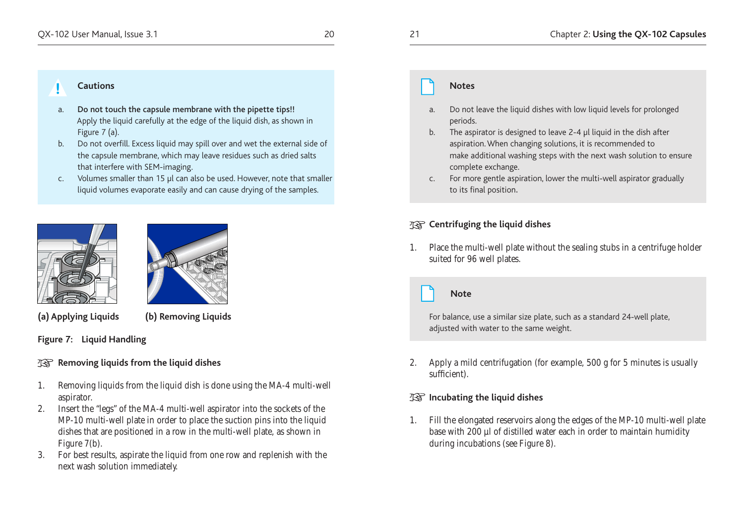**Cautions**

a. **Do not touch the capsule membrane with the pipette tips!!**
Apply the liquid carefully at the edge of the liquid dish, as shown in Figure 7 (a).

b. Do not overfill. Excess liquid may spill over and wet the external side of the capsule membrane, which may leave residues such as dried salts that interfere with SEM-imaging.

c. Volumes smaller than 15 µl can also be used. However, note that smaller liquid volumes evaporate easily and can cause drying of the samples.

**(a) Applying Liquids** **(b) Removing Liquids**

**Figure 7: Liquid Handling**

### ☞ Removing liquids from the liquid dishes

1. Removing liquids from the liquid dish is done using the MA-4 multi-well aspirator.
2. Insert the “legs” of the MA-4 multi-well aspirator into the sockets of the MP-10 multi-well plate in order to place the suction pins into the liquid dishes that are positioned in a row in the multi-well plate, as shown in Figure 7(b).
3. For best results, aspirate the liquid from one row and replenish with the next wash solution immediately.

**Notes**

a. Do not leave the liquid dishes with low liquid levels for prolonged periods.

b. The aspirator is designed to leave 2-4 µl liquid in the dish after aspiration. When changing solutions, it is recommended to make additional washing steps with the next wash solution to ensure complete exchange.

c. For more gentle aspiration, lower the multi-well aspirator gradually to its final position.

### ☞ Centrifuging the liquid dishes

1. Place the multi-well plate without the sealing stubs in a centrifuge holder suited for 96 well plates.

**Note**

For balance, use a similar size plate, such as a standard 24-well plate, adjusted with water to the same weight.

2. Apply a mild centrifugation (for example, 500 g for 5 minutes is usually sufficient).

### ☞ Incubating the liquid dishes

1. Fill the elongated reservoirs along the edges of the MP-10 multi-well plate base with 200 µl of distilled water each in order to maintain humidity during incubations (see Figure 8).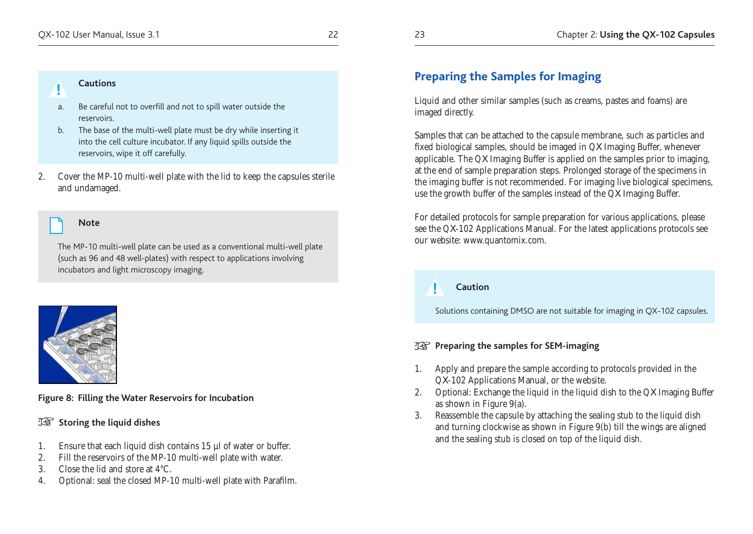**Cautions**

a. Be careful not to overfill and not to spill water outside the reservoirs.

b. The base of the multi-well plate must be dry while inserting it into the cell culture incubator. If any liquid spills outside the reservoirs, wipe it off carefully.

2. Cover the MP-10 multi-well plate with the lid to keep the capsules sterile and undamaged.

**Note**

The MP-10 multi-well plate can be used as a conventional multi-well plate (such as 96 and 48 well-plates) with respect to applications involving incubators and light microscopy imaging.

**Figure 8: Filling the Water Reservoirs for Incubation**

☞ **Storing the liquid dishes**

1. Ensure that each liquid dish contains 15 µl of water or buffer.
2. Fill the reservoirs of the MP-10 multi-well plate with water.
3. Close the lid and store at 4°C.
4. Optional: seal the closed MP-10 multi-well plate with Parafilm.

## Preparing the Samples for Imaging

Liquid and other similar samples (such as creams, pastes and foams) are imaged directly.

Samples that can be attached to the capsule membrane, such as particles and fixed biological samples, should be imaged in QX Imaging Buffer, whenever applicable. The QX Imaging Buffer is applied on the samples prior to imaging, at the end of sample preparation steps. Prolonged storage of the specimens in the imaging buffer is not recommended. For imaging live biological specimens, use the growth buffer of the samples instead of the QX Imaging Buffer.

For detailed protocols for sample preparation for various applications, please see the QX-102 Applications Manual. For the latest applications protocols see our website: www.quantomix.com.

**Caution**

Solutions containing DMSO are not suitable for imaging in QX-102 capsules.

☞ **Preparing the samples for SEM-imaging**

1. Apply and prepare the sample according to protocols provided in the QX-102 Applications Manual, or the website.
2. Optional: Exchange the liquid in the liquid dish to the QX Imaging Buffer as shown in Figure 9(a).
3. Reassemble the capsule by attaching the sealing stub to the liquid dish and turning clockwise as shown in Figure 9(b) till the wings are aligned and the sealing stub is closed on top of the liquid dish.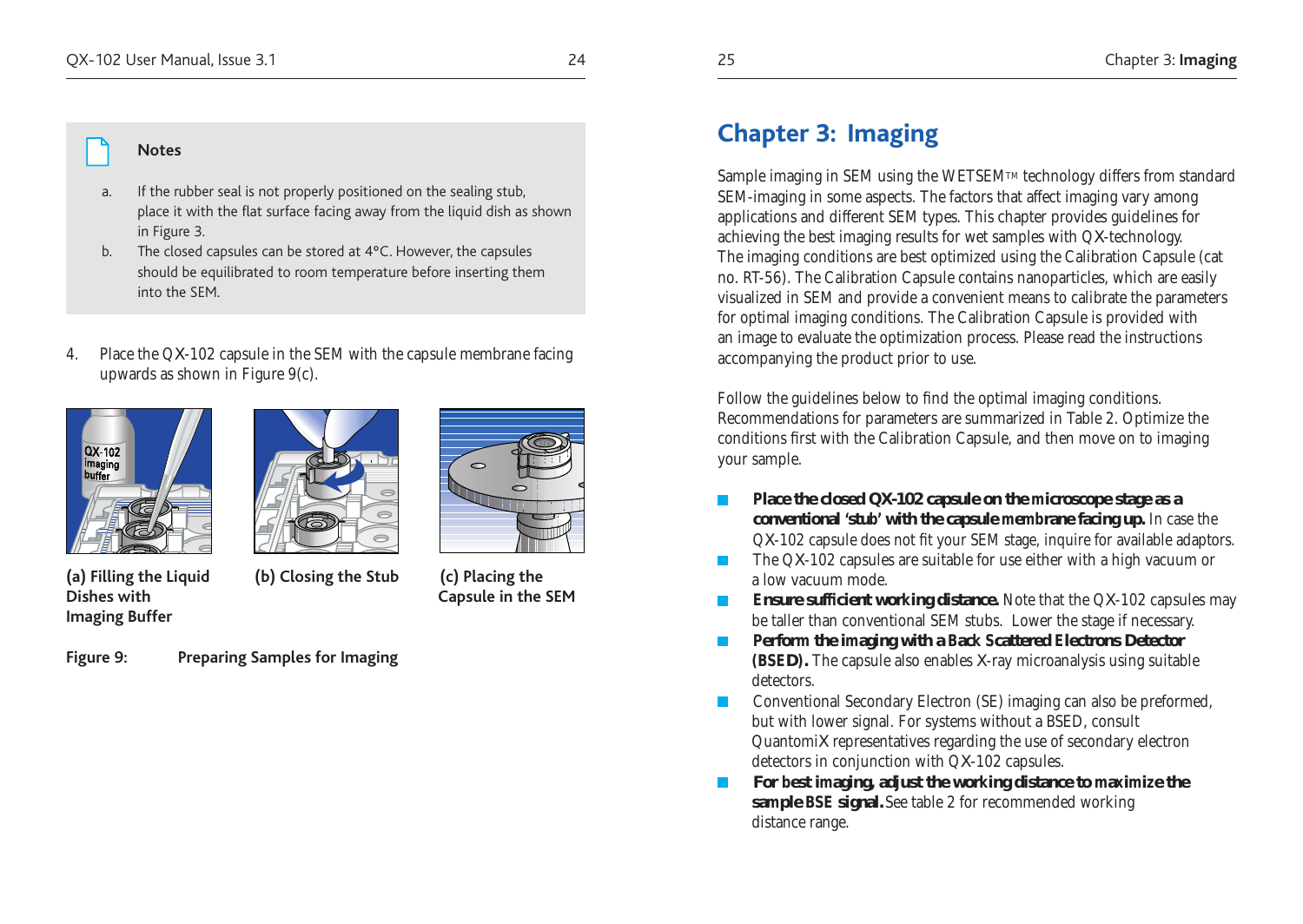**Notes**

a. If the rubber seal is not properly positioned on the sealing stub, place it with the flat surface facing away from the liquid dish as shown in Figure 3.

b. The closed capsules can be stored at 4°C. However, the capsules should be equilibrated to room temperature before inserting them into the SEM.

4. Place the QX-102 capsule in the SEM with the capsule membrane facing upwards as shown in Figure 9(c).

(a) Filling the Liquid Dishes with Imaging Buffer

(b) Closing the Stub

(c) Placing the Capsule in the SEM

**Figure 9: Preparing Samples for Imaging**

# Chapter 3: Imaging

Sample imaging in SEM using the WETSEM™ technology differs from standard SEM-imaging in some aspects. The factors that affect imaging vary among applications and different SEM types. This chapter provides guidelines for achieving the best imaging results for wet samples with QX-technology. The imaging conditions are best optimized using the Calibration Capsule (cat no. RT-56). The Calibration Capsule contains nanoparticles, which are easily visualized in SEM and provide a convenient means to calibrate the parameters for optimal imaging conditions. The Calibration Capsule is provided with an image to evaluate the optimization process. Please read the instructions accompanying the product prior to use.

Follow the guidelines below to find the optimal imaging conditions. Recommendations for parameters are summarized in Table 2. Optimize the conditions first with the Calibration Capsule, and then move on to imaging your sample.

- **Place the closed QX-102 capsule on the microscope stage as a conventional 'stub' with the capsule membrane facing up.** In case the QX-102 capsule does not fit your SEM stage, inquire for available adaptors.
- The QX-102 capsules are suitable for use either with a high vacuum or a low vacuum mode.
- **Ensure sufficient working distance.** Note that the QX-102 capsules may be taller than conventional SEM stubs. Lower the stage if necessary.
- **Perform the imaging with a Back Scattered Electrons Detector (BSED).** The capsule also enables X-ray microanalysis using suitable detectors.
- Conventional Secondary Electron (SE) imaging can also be preformed, but with lower signal. For systems without a BSED, consult QuantomiX representatives regarding the use of secondary electron detectors in conjunction with QX-102 capsules.
- **For best imaging, adjust the working distance to maximize the sample BSE signal.** See table 2 for recommended working distance range.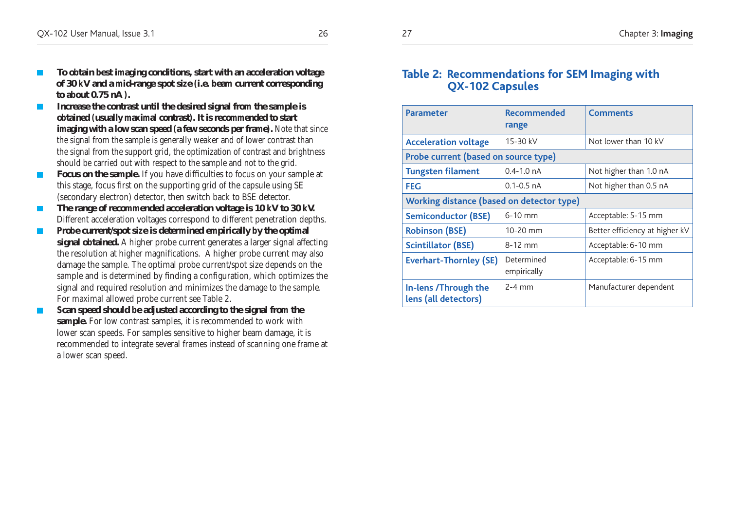- **To obtain best imaging conditions, start with an acceleration voltage of 30 kV and a mid-range spot size (i.e. beam current corresponding to about 0.75 nA ).**
- **Increase the contrast until the desired signal from the sample is obtained (usually maximal contrast). It is recommended to start imaging with a low scan speed (a few seconds per frame).** Note that since the signal from the sample is generally weaker and of lower contrast than the signal from the support grid, the optimization of contrast and brightness should be carried out with respect to the sample and not to the grid.
- **Focus on the sample.** If you have difficulties to focus on your sample at this stage, focus first on the supporting grid of the capsule using SE (secondary electron) detector, then switch back to BSE detector.
- **The range of recommended acceleration voltage is 10 kV to 30 kV.** Different acceleration voltages correspond to different penetration depths.
- **Probe current/spot size is determined empirically by the optimal signal obtained.** A higher probe current generates a larger signal affecting the resolution at higher magnifications. A higher probe current may also damage the sample. The optimal probe current/spot size depends on the sample and is determined by finding a configuration, which optimizes the signal and required resolution and minimizes the damage to the sample. For maximal allowed probe current see Table 2.
- **Scan speed should be adjusted according to the signal from the sample.** For low contrast samples, it is recommended to work with lower scan speeds. For samples sensitive to higher beam damage, it is recommended to integrate several frames instead of scanning one frame at a lower scan speed.

## Table 2: Recommendations for SEM Imaging with QX-102 Capsules

| Parameter | Recommended range | Comments |
|---|---|---|
| Acceleration voltage | 15-30 kV | Not lower than 10 kV |
| **Probe current (based on source type)** | | |
| Tungsten filament | 0.4-1.0 nA | Not higher than 1.0 nA |
| FEG | 0.1-0.5 nA | Not higher than 0.5 nA |
| **Working distance (based on detector type)** | | |
| Semiconductor (BSE) | 6-10 mm | Acceptable: 5-15 mm |
| Robinson (BSE) | 10-20 mm | Better efficiency at higher kV |
| Scintillator (BSE) | 8-12 mm | Acceptable: 6-10 mm |
| Everhart-Thornley (SE) | Determined empirically | Acceptable: 6-15 mm |
| In-lens /Through the lens (all detectors) | 2-4 mm | Manufacturer dependent |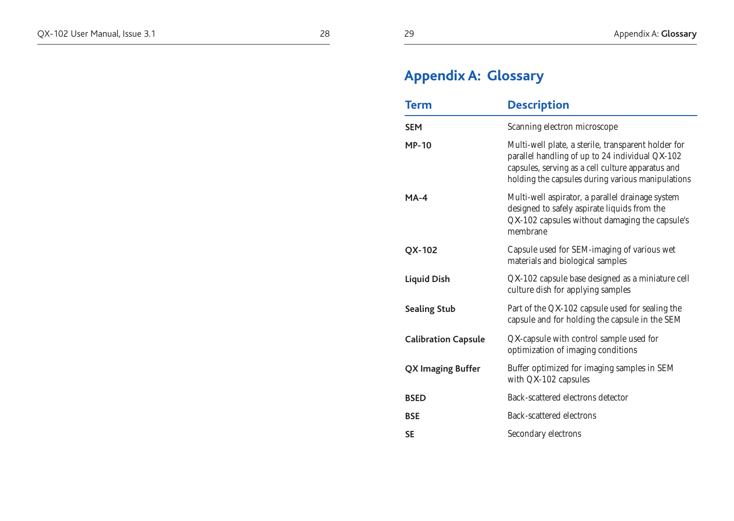# Appendix A: Glossary

| Term | Description |
|---|---|
| **SEM** | Scanning electron microscope |
| **MP-10** | Multi-well plate, a sterile, transparent holder for parallel handling of up to 24 individual QX-102 capsules, serving as a cell culture apparatus and holding the capsules during various manipulations |
| **MA-4** | Multi-well aspirator, a parallel drainage system designed to safely aspirate liquids from the QX-102 capsules without damaging the capsule's membrane |
| **QX-102** | Capsule used for SEM-imaging of various wet materials and biological samples |
| **Liquid Dish** | QX-102 capsule base designed as a miniature cell culture dish for applying samples |
| **Sealing Stub** | Part of the QX-102 capsule used for sealing the capsule and for holding the capsule in the SEM |
| **Calibration Capsule** | QX-capsule with control sample used for optimization of imaging conditions |
| **QX Imaging Buffer** | Buffer optimized for imaging samples in SEM with QX-102 capsules |
| **BSED** | Back-scattered electrons detector |
| **BSE** | Back-scattered electrons |
| **SE** | Secondary electrons |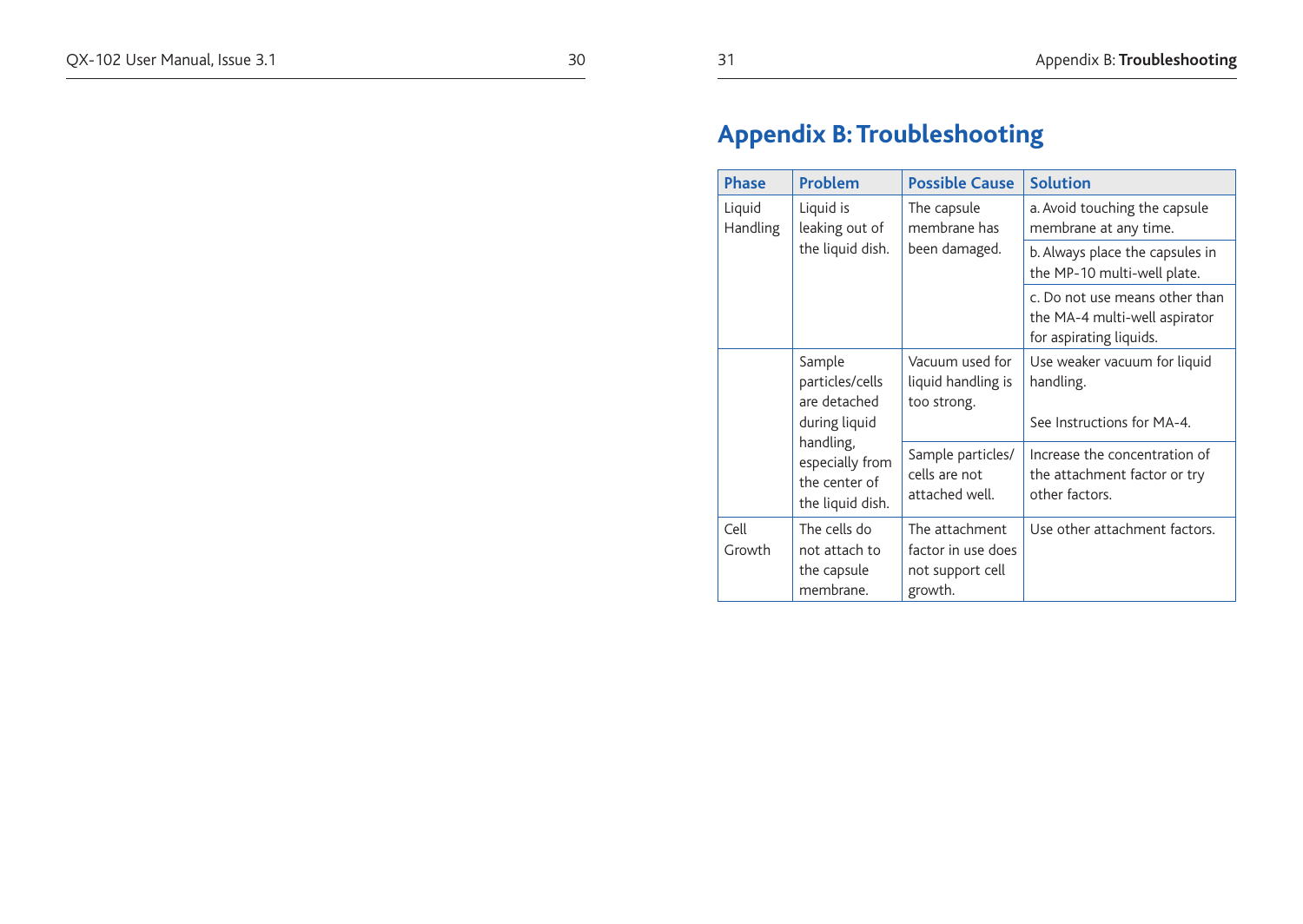# Appendix B: Troubleshooting

| Phase | Problem | Possible Cause | Solution |
|---|---|---|---|
| Liquid Handling | Liquid is leaking out of the liquid dish. | The capsule membrane has been damaged. | a. Avoid touching the capsule membrane at any time. |
| | | | b. Always place the capsules in the MP-10 multi-well plate. |
| | | | c. Do not use means other than the MA-4 multi-well aspirator for aspirating liquids. |
| | Sample particles/cells are detached during liquid handling, especially from the center of the liquid dish. | Vacuum used for liquid handling is too strong. | Use weaker vacuum for liquid handling.<br><br>See Instructions for MA-4. |
| | | Sample particles/ cells are not attached well. | Increase the concentration of the attachment factor or try other factors. |
| Cell Growth | The cells do not attach to the capsule membrane. | The attachment factor in use does not support cell growth. | Use other attachment factors. |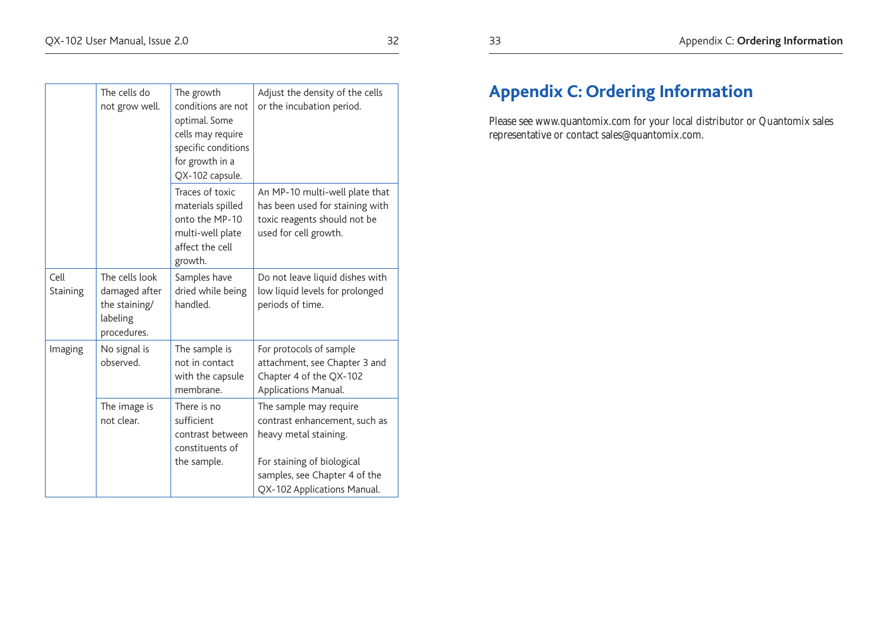| | | | |
|---|---|---|---|
| | The cells do not grow well. | The growth conditions are not optimal. Some cells may require specific conditions for growth in a QX-102 capsule. | Adjust the density of the cells or the incubation period. |
| | | Traces of toxic materials spilled onto the MP-10 multi-well plate affect the cell growth. | An MP-10 multi-well plate that has been used for staining with toxic reagents should not be used for cell growth. |
| Cell Staining | The cells look damaged after the staining/ labeling procedures. | Samples have dried while being handled. | Do not leave liquid dishes with low liquid levels for prolonged periods of time. |
| Imaging | No signal is observed. | The sample is not in contact with the capsule membrane. | For protocols of sample attachment, see Chapter 3 and Chapter 4 of the QX-102 Applications Manual. |
| | The image is not clear. | There is no sufficient contrast between constituents of the sample. | The sample may require contrast enhancement, such as heavy metal staining.<br><br>For staining of biological samples, see Chapter 4 of the QX-102 Applications Manual. |

# Appendix C: Ordering Information

Please see www.quantomix.com for your local distributor or Quantomix sales representative or contact sales@quantomix.com.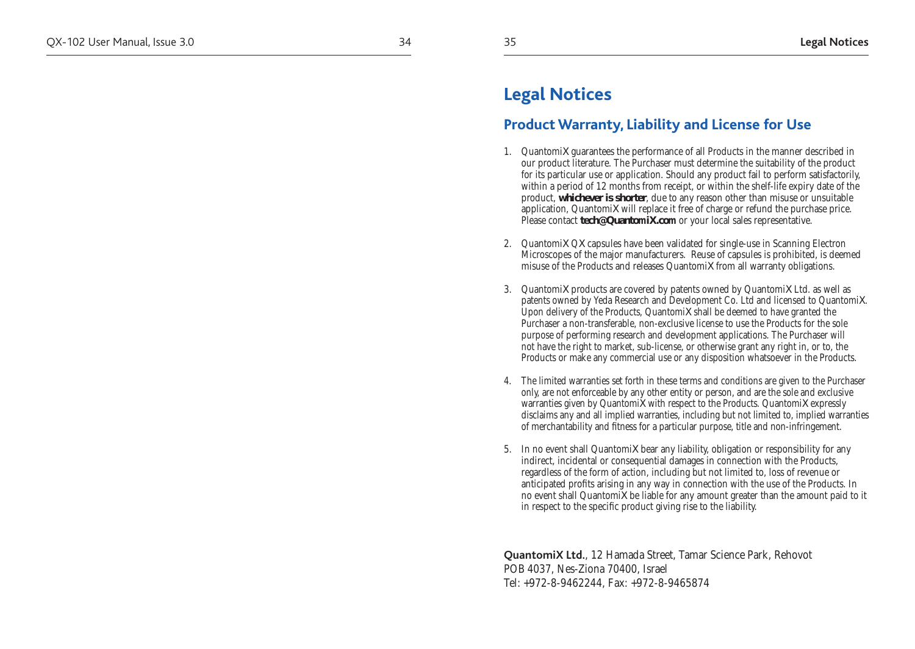# Legal Notices

## Product Warranty, Liability and License for Use

1. QuantomiX guarantees the performance of all Products in the manner described in our product literature. The Purchaser must determine the suitability of the product for its particular use or application. Should any product fail to perform satisfactorily, within a period of 12 months from receipt, or within the shelf-life expiry date of the product, **whichever is shorter**, due to any reason other than misuse or unsuitable application, QuantomiX will replace it free of charge or refund the purchase price. Please contact **tech@QuantomiX.com** or your local sales representative.

2. QuantomiX QX capsules have been validated for single-use in Scanning Electron Microscopes of the major manufacturers. Reuse of capsules is prohibited, is deemed misuse of the Products and releases QuantomiX from all warranty obligations.

3. QuantomiX products are covered by patents owned by QuantomiX Ltd. as well as patents owned by Yeda Research and Development Co. Ltd and licensed to QuantomiX. Upon delivery of the Products, QuantomiX shall be deemed to have granted the Purchaser a non-transferable, non-exclusive license to use the Products for the sole purpose of performing research and development applications. The Purchaser will not have the right to market, sub-license, or otherwise grant any right in, or to, the Products or make any commercial use or any disposition whatsoever in the Products.

4. The limited warranties set forth in these terms and conditions are given to the Purchaser only, are not enforceable by any other entity or person, and are the sole and exclusive warranties given by QuantomiX with respect to the Products. QuantomiX expressly disclaims any and all implied warranties, including but not limited to, implied warranties of merchantability and fitness for a particular purpose, title and non-infringement.

5. In no event shall QuantomiX bear any liability, obligation or responsibility for any indirect, incidental or consequential damages in connection with the Products, regardless of the form of action, including but not limited to, loss of revenue or anticipated profits arising in any way in connection with the use of the Products. In no event shall QuantomiX be liable for any amount greater than the amount paid to it in respect to the specific product giving rise to the liability.

**QuantomiX Ltd.**, 12 Hamada Street, Tamar Science Park, Rehovot
POB 4037, Nes-Ziona 70400, Israel
Tel: +972-8-9462244, Fax: +972-8-9465874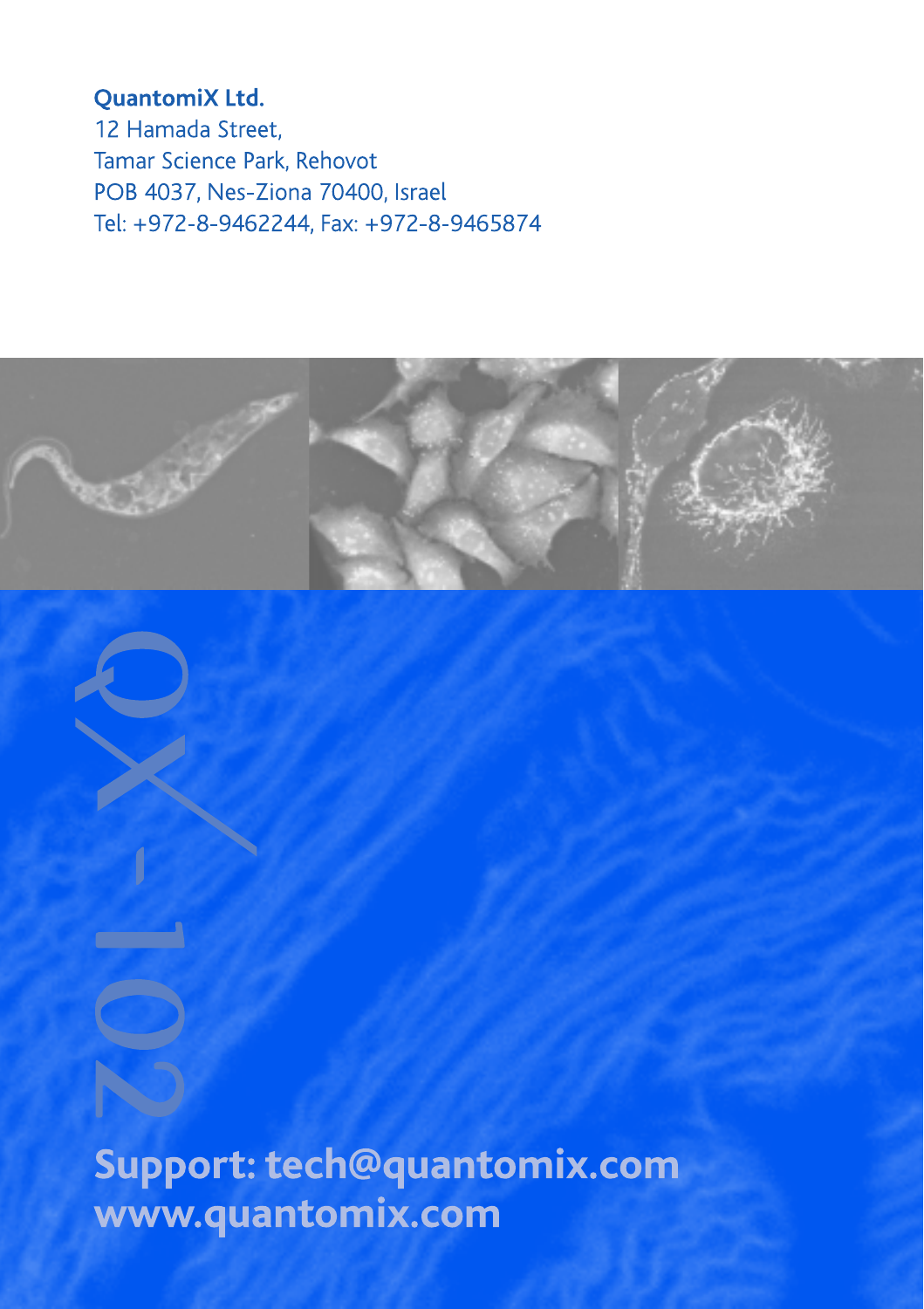**QuantomiX Ltd.**
12 Hamada Street,
Tamar Science Park, Rehovot
POB 4037, Nes-Ziona 70400, Israel
Tel: +972-8-9462244, Fax: +972-8-9465874

QX-102

**Support: tech@quantomix.com**
**www.quantomix.com**